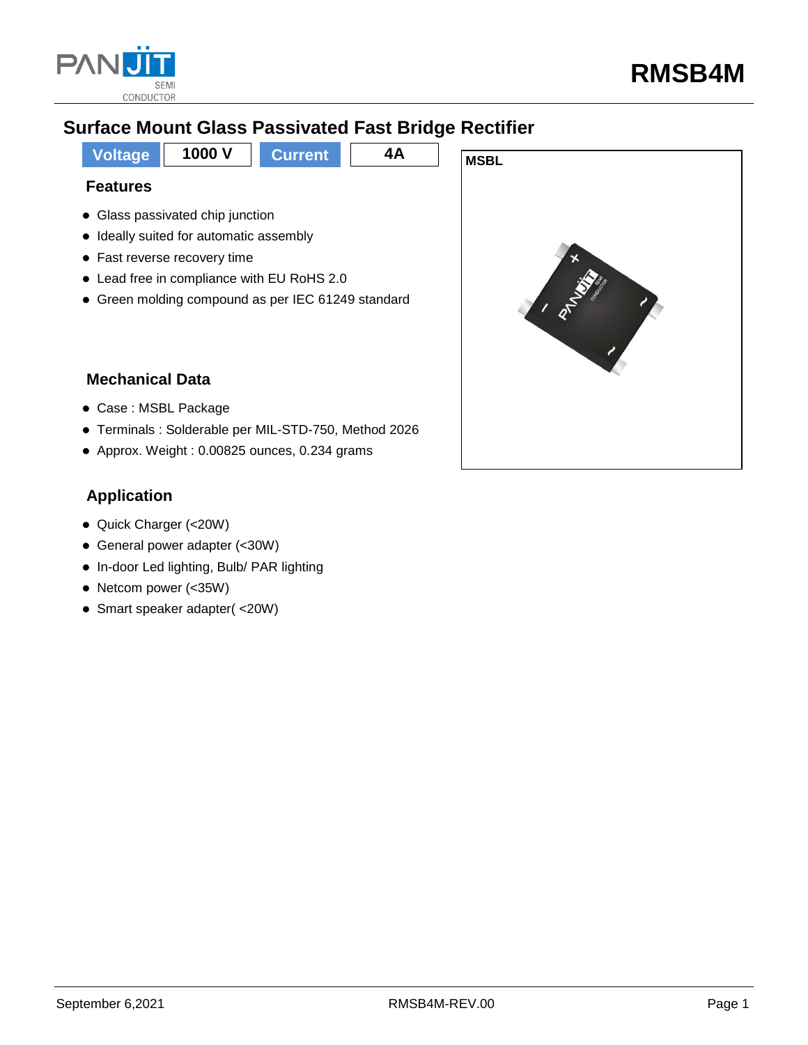# RMSB4M

## Surface Mount Glass Passivated Fast Bridge Rectifier

| Voltage | 1000 V | Current | 4A |
|---|---|---|---|

MSBL

### Features

- Glass passivated chip junction
- Ideally suited for automatic assembly
- Fast reverse recovery time
- Lead free in compliance with EU RoHS 2.0
- Green molding compound as per IEC 61249 standard

### Mechanical Data

- Case : MSBL Package
- Terminals : Solderable per MIL-STD-750, Method 2026
- Approx. Weight : 0.00825 ounces, 0.234 grams

### Application

- Quick Charger (<20W)
- General power adapter (<30W)
- In-door Led lighting, Bulb/ PAR lighting
- Netcom power (<35W)
- Smart speaker adapter( <20W)

September 6,2021 RMSB4M-REV.00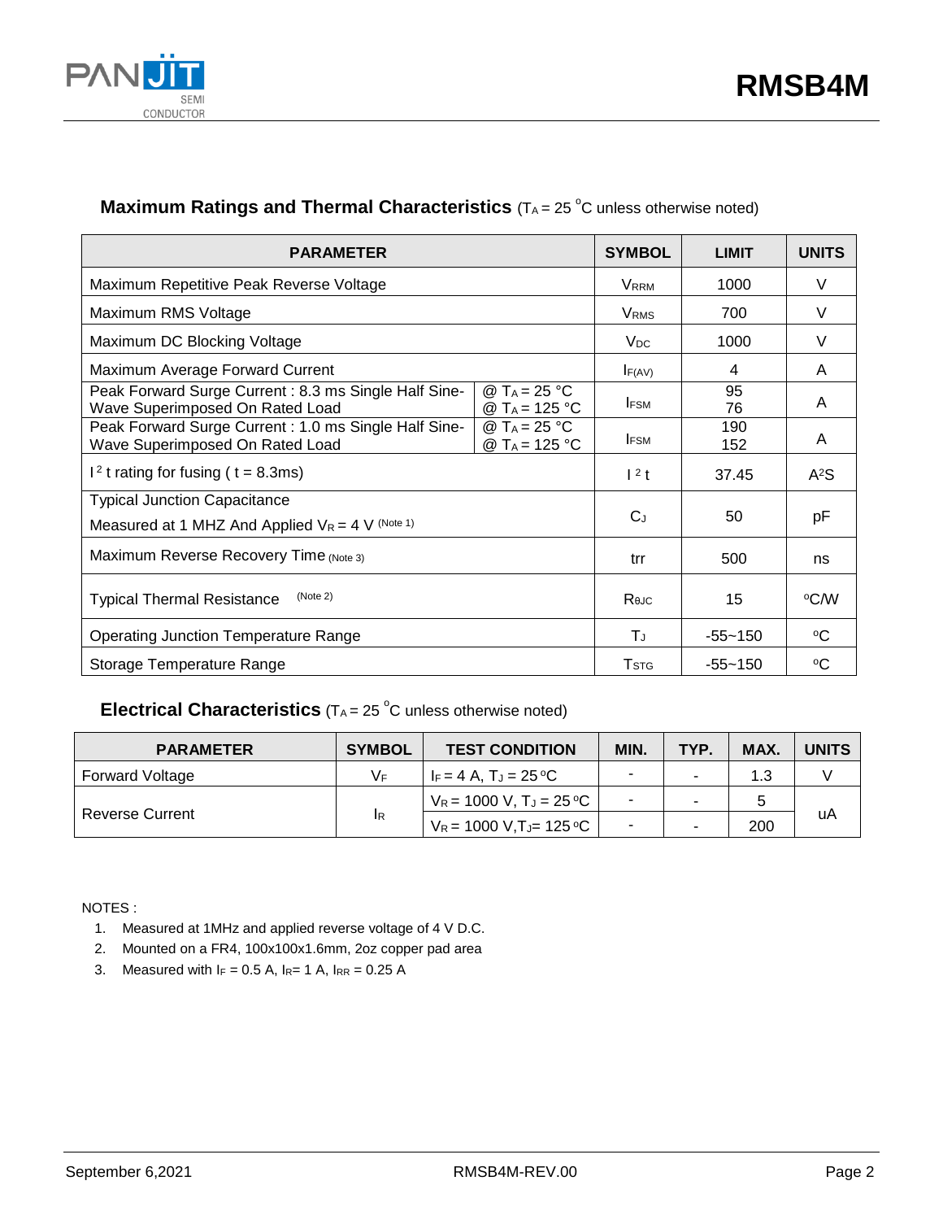## Maximum Ratings and Thermal Characteristics ($T_A$ = 25 °C unless otherwise noted)

| PARAMETER | | SYMBOL | LIMIT | UNITS |
|---|---|---|---|---|
| Maximum Repetitive Peak Reverse Voltage | | $V_{RRM}$ | 1000 | V |
| Maximum RMS Voltage | | $V_{RMS}$ | 700 | V |
| Maximum DC Blocking Voltage | | $V_{DC}$ | 1000 | V |
| Maximum Average Forward Current | | $I_{F(AV)}$ | 4 | A |
| Peak Forward Surge Current : 8.3 ms Single Half Sine-Wave Superimposed On Rated Load | @ $T_A$ = 25 °C<br>@ $T_A$ = 125 °C | $I_{FSM}$ | 95<br>76 | A |
| Peak Forward Surge Current : 1.0 ms Single Half Sine-Wave Superimposed On Rated Load | @ $T_A$ = 25 °C<br>@ $T_A$ = 125 °C | $I_{FSM}$ | 190<br>152 | A |
| $I^2t$ rating for fusing ( t = 8.3ms) | | $I^2t$ | 37.45 | $A^2S$ |
| Typical Junction Capacitance<br>Measured at 1 MHZ And Applied $V_R$ = 4 V (Note 1) | | $C_J$ | 50 | pF |
| Maximum Reverse Recovery Time (Note 3) | | trr | 500 | ns |
| Typical Thermal Resistance (Note 2) | | $R_{\theta JC}$ | 15 | °C/W |
| Operating Junction Temperature Range | | $T_J$ | -55~150 | °C |
| Storage Temperature Range | | $T_{STG}$ | -55~150 | °C |

## Electrical Characteristics ($T_A$ = 25 °C unless otherwise noted)

| PARAMETER | SYMBOL | TEST CONDITION | MIN. | TYP. | MAX. | UNITS |
|---|---|---|---|---|---|---|
| Forward Voltage | $V_F$ | $I_F$ = 4 A, $T_J$ = 25 °C | - | - | 1.3 | V |
| Reverse Current | $I_R$ | $V_R$ = 1000 V, $T_J$ = 25 °C | - | - | 5 | uA |
| | | $V_R$ = 1000 V, $T_J$ = 125 °C | - | - | 200 | |

NOTES :

1. Measured at 1MHz and applied reverse voltage of 4 V D.C.
2. Mounted on a FR4, 100x100x1.6mm, 2oz copper pad area
3. Measured with $I_F$ = 0.5 A, $I_R$ = 1 A, $I_{RR}$ = 0.25 A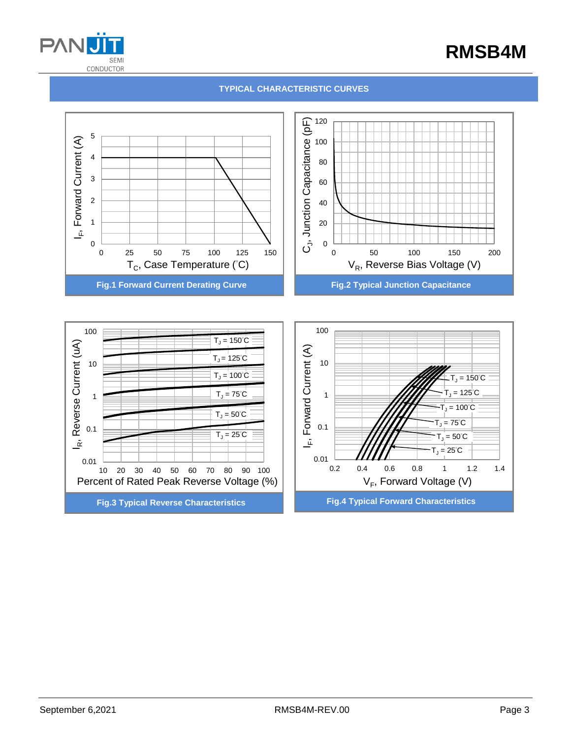## TYPICAL CHARACTERISTIC CURVES

5
4
3
2
1
0
0 25 50 75 100 125 150
$I_F$, Forward Current (A)
$T_C$, Case Temperature (°C)

**Fig.1 Forward Current Derating Curve**

120
100
80
60
40
20
0
0 50 100 150 200
$C_J$, Junction Capacitance (pF)
$V_R$, Reverse Bias Voltage (V)

**Fig.2 Typical Junction Capacitance**

100
10
1
0.1
0.01
10 20 30 40 50 60 70 80 90 100
$I_R$, Reverse Current (uA)
Percent of Rated Peak Reverse Voltage (%)
$T_J$ = 150°C
$T_J$ = 125°C
$T_J$ = 100°C
$T_J$ = 75°C
$T_J$ = 50°C
$T_J$ = 25°C

**Fig.3 Typical Reverse Characteristics**

100
10
1
0.1
0.01
0.2 0.4 0.6 0.8 1 1.2 1.4
$I_F$, Forward Current (A)
$V_F$, Forward Voltage (V)
$T_J$ = 150°C
$T_J$ = 125°C
$T_J$ = 100°C
$T_J$ = 75°C
$T_J$ = 50°C
$T_J$ = 25°C

**Fig.4 Typical Forward Characteristics**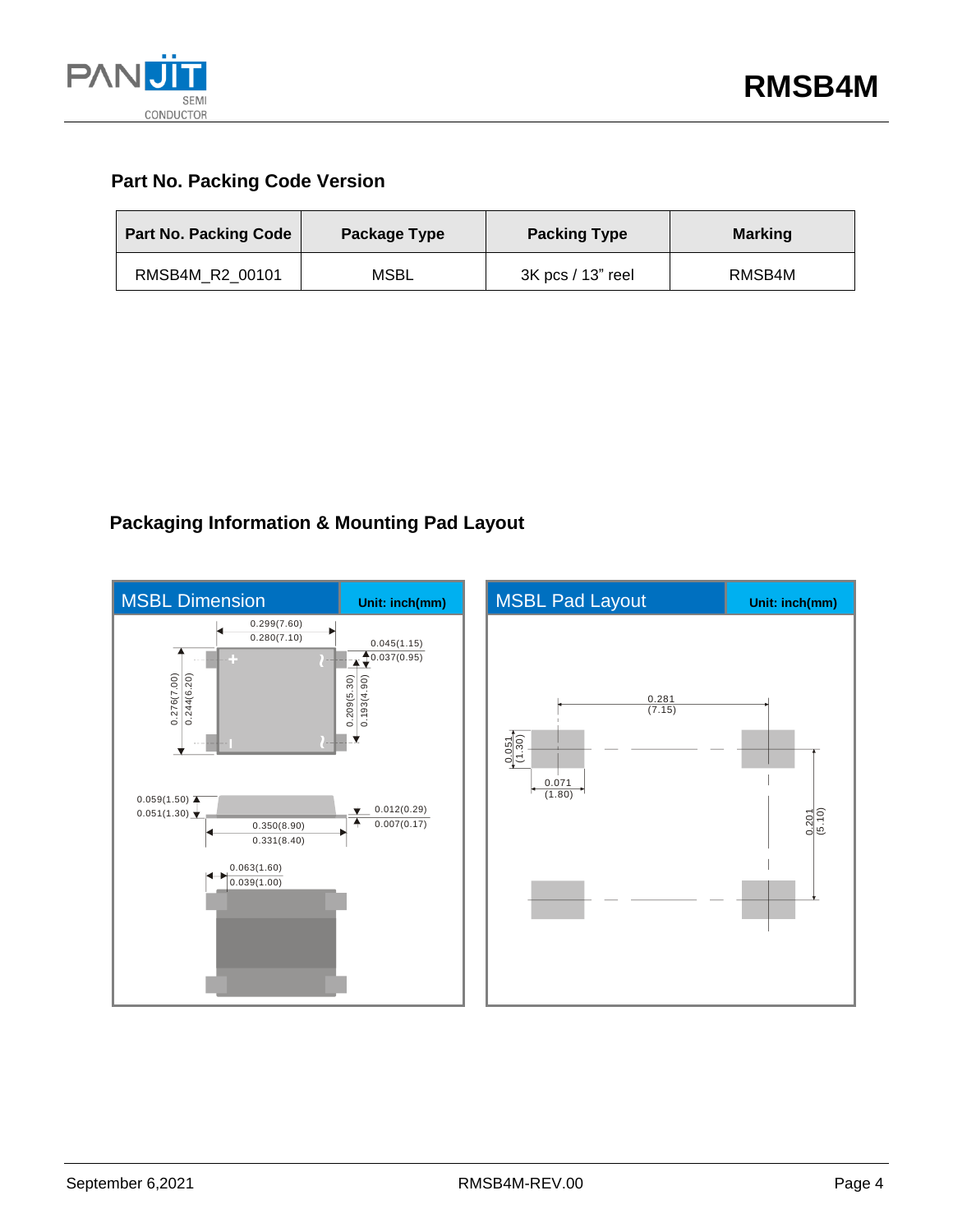## Part No. Packing Code Version

| Part No. Packing Code | Package Type | Packing Type | Marking |
|---|---|---|---|
| RMSB4M_R2_00101 | MSBL | 3K pcs / 13" reel | RMSB4M |

## Packaging Information & Mounting Pad Layout

MSBL Dimension

Unit: inch(mm)

0.299(7.60)
0.280(7.10)
0.045(1.15)
0.037(0.95)
0.276(7.00)
0.244(6.20)
0.209(5.30)
0.193(4.90)
0.059(1.50)
0.051(1.30)
0.012(0.29)
0.007(0.17)
0.350(8.90)
0.331(8.40)
0.063(1.60)
0.039(1.00)

MSBL Pad Layout

Unit: inch(mm)

0.281
(7.15)
0.051
(1.30)
0.071
(1.80)
0.201
(5.10)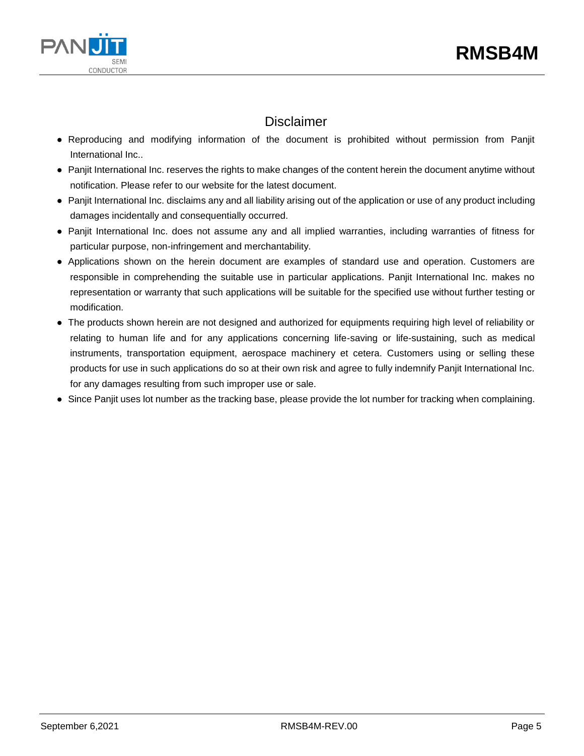## Disclaimer

- Reproducing and modifying information of the document is prohibited without permission from Panjit International Inc..
- Panjit International Inc. reserves the rights to make changes of the content herein the document anytime without notification. Please refer to our website for the latest document.
- Panjit International Inc. disclaims any and all liability arising out of the application or use of any product including damages incidentally and consequentially occurred.
- Panjit International Inc. does not assume any and all implied warranties, including warranties of fitness for particular purpose, non-infringement and merchantability.
- Applications shown on the herein document are examples of standard use and operation. Customers are responsible in comprehending the suitable use in particular applications. Panjit International Inc. makes no representation or warranty that such applications will be suitable for the specified use without further testing or modification.
- The products shown herein are not designed and authorized for equipments requiring high level of reliability or relating to human life and for any applications concerning life-saving or life-sustaining, such as medical instruments, transportation equipment, aerospace machinery et cetera. Customers using or selling these products for use in such applications do so at their own risk and agree to fully indemnify Panjit International Inc. for any damages resulting from such improper use or sale.
- Since Panjit uses lot number as the tracking base, please provide the lot number for tracking when complaining.